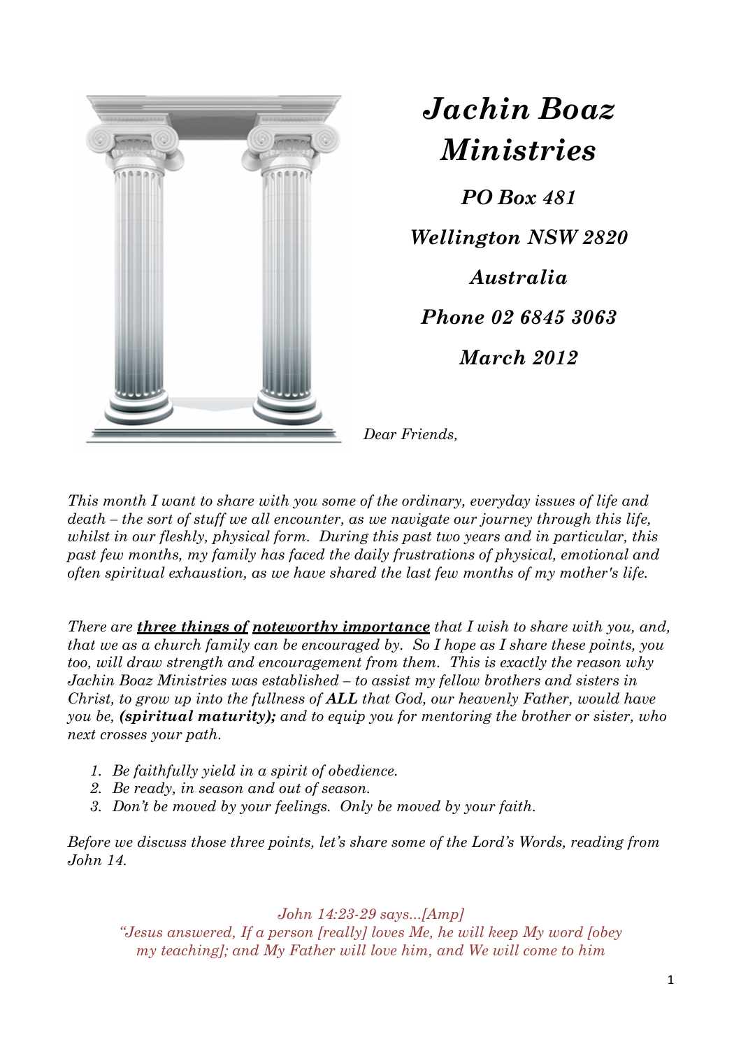# *Jachin Boaz Ministries*

***PO Box 481***

***Wellington NSW 2820***

***Australia***

***Phone 02 6845 3063***

***March 2012***

*Dear Friends,*

*This month I want to share with you some of the ordinary, everyday issues of life and death – the sort of stuff we all encounter, as we navigate our journey through this life, whilst in our fleshly, physical form. During this past two years and in particular, this past few months, my family has faced the daily frustrations of physical, emotional and often spiritual exhaustion, as we have shared the last few months of my mother's life.*

*There are* ***three things of noteworthy importance*** *that I wish to share with you, and, that we as a church family can be encouraged by. So I hope as I share these points, you too, will draw strength and encouragement from them. This is exactly the reason why Jachin Boaz Ministries was established – to assist my fellow brothers and sisters in Christ, to grow up into the fullness of* ***ALL*** *that God, our heavenly Father, would have you be,* ***(spiritual maturity);*** *and to equip you for mentoring the brother or sister, who next crosses your path.*

1. *Be faithfully yield in a spirit of obedience.*
2. *Be ready, in season and out of season.*
3. *Don't be moved by your feelings. Only be moved by your faith.*

*Before we discuss those three points, let's share some of the Lord's Words, reading from John 14.*

*John 14:23-29 says...[Amp]*
*"Jesus answered, If a person [really] loves Me, he will keep My word [obey my teaching]; and My Father will love him, and We will come to him*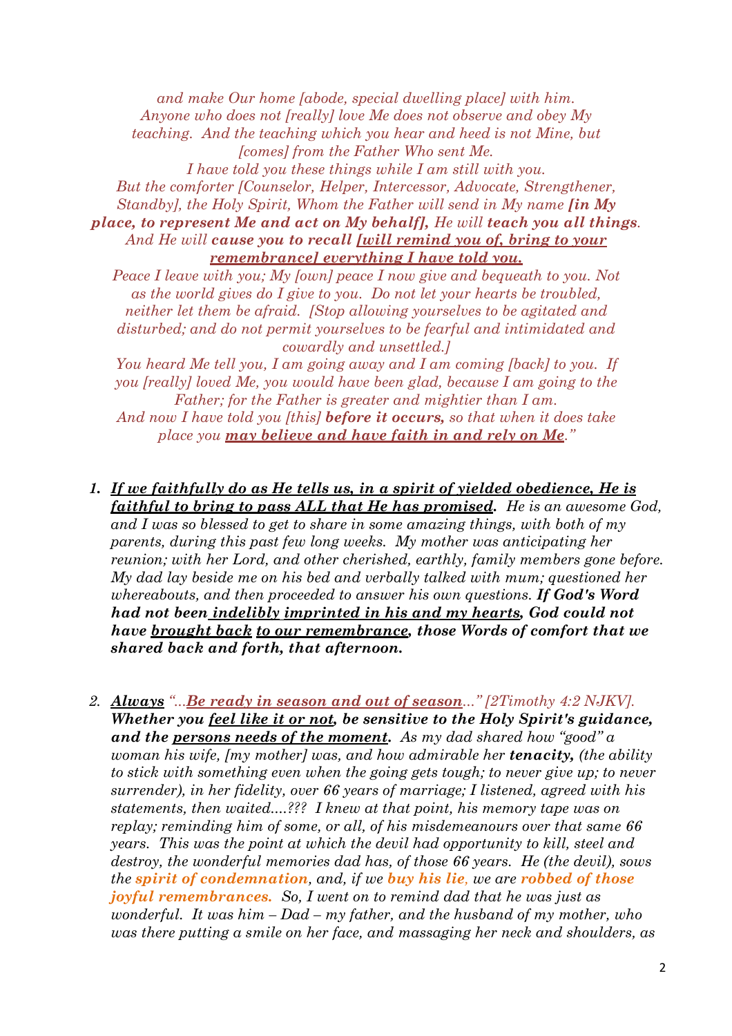*and make Our home [abode, special dwelling place] with him.*
*Anyone who does not [really] love Me does not observe and obey My teaching. And the teaching which you hear and heed is not Mine, but [comes] from the Father Who sent Me.*
*I have told you these things while I am still with you.*
*But the comforter [Counselor, Helper, Intercessor, Advocate, Strengthener, Standby], the Holy Spirit, Whom the Father will send in My name* ***[in My place, to represent Me and act on My behalf],*** *He will* ***teach you all things****.*
*And He will* ***cause you to recall <u>[will remind you of, bring to your remembrance] everything I have told you.</u>***
*Peace I leave with you; My [own] peace I now give and bequeath to you. Not as the world gives do I give to you. Do not let your hearts be troubled, neither let them be afraid. [Stop allowing yourselves to be agitated and disturbed; and do not permit yourselves to be fearful and intimidated and cowardly and unsettled.]*
*You heard Me tell you, I am going away and I am coming [back] to you. If you [really] loved Me, you would have been glad, because I am going to the Father; for the Father is greater and mightier than I am.*
*And now I have told you [this]* ***before it occurs,*** *so that when it does take place you* ***<u>may believe and have faith in and rely on Me</u>****."*

1. ***<u>If we faithfully do as He tells us, in a spirit of yielded obedience, He is faithful to bring to pass ALL that He has promised</u>.*** *He is an awesome God, and I was so blessed to get to share in some amazing things, with both of my parents, during this past few long weeks. My mother was anticipating her reunion; with her Lord, and other cherished, earthly, family members gone before. My dad lay beside me on his bed and verbally talked with mum; questioned her whereabouts, and then proceeded to answer his own questions.* ***If God's Word had not been <u>indelibly imprinted in his and my hearts</u>, God could not have <u>brought back</u> <u>to our remembrance</u>, those Words of comfort that we shared back and forth, that afternoon.***

2. ***<u>Always</u>*** *"...****<u>Be ready in season and out of season</u>****..." [2Timothy 4:2 NJKV].* ***Whether you <u>feel like it or not</u>, be sensitive to the Holy Spirit's guidance, and the <u>persons needs of the moment</u>.*** *As my dad shared how "good" a woman his wife, [my mother] was, and how admirable her* ***tenacity,*** *(the ability to stick with something even when the going gets tough; to never give up; to never surrender), in her fidelity, over 66 years of marriage; I listened, agreed with his statements, then waited....??? I knew at that point, his memory tape was on replay; reminding him of some, or all, of his misdemeanours over that same 66 years. This was the point at which the devil had opportunity to kill, steel and destroy, the wonderful memories dad has, of those 66 years. He (the devil), sows the* ***spirit of condemnation****, and, if we* ***buy his lie****, we are* ***robbed of those joyful remembrances.*** *So, I went on to remind dad that he was just as wonderful. It was him – Dad – my father, and the husband of my mother, who was there putting a smile on her face, and massaging her neck and shoulders, as*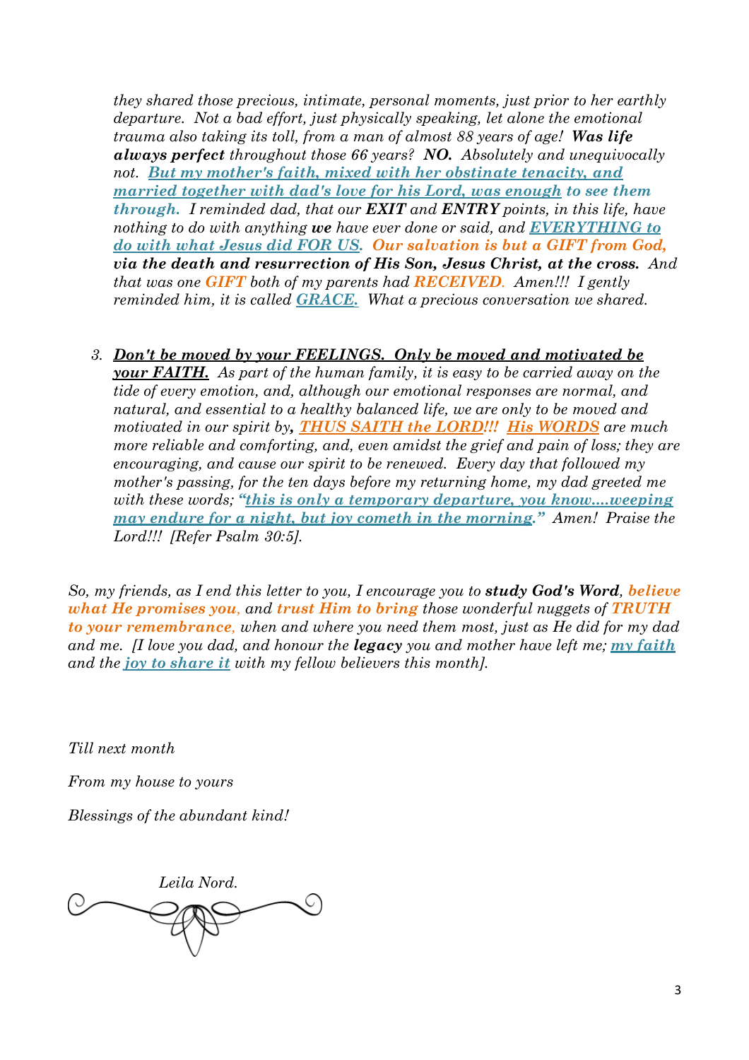*they shared those precious, intimate, personal moments, just prior to her earthly departure. Not a bad effort, just physically speaking, let alone the emotional trauma also taking its toll, from a man of almost 88 years of age! **Was life always perfect** throughout those 66 years? **NO.** Absolutely and unequivocally not. **But my mother's faith, mixed with her obstinate tenacity, and married together with dad's love for his Lord, was enough to see them through.** I reminded dad, that our **EXIT** and **ENTRY** points, in this life, have nothing to do with anything **we** have ever done or said, and **EVERYTHING to do with what Jesus did FOR US. Our salvation is but a GIFT from God, via the death and resurrection of His Son, Jesus Christ, at the cross.** And that was one **GIFT** both of my parents had **RECEIVED.** Amen!!! I gently reminded him, it is called **GRACE.** What a precious conversation we shared.*

3. ***Don't be moved by your FEELINGS. Only be moved and motivated be your FAITH.*** *As part of the human family, it is easy to be carried away on the tide of every emotion, and, although our emotional responses are normal, and natural, and essential to a healthy balanced life, we are only to be moved and motivated in our spirit by, **THUS SAITH the LORD!!!** **His WORDS** are much more reliable and comforting, and, even amidst the grief and pain of loss; they are encouraging, and cause our spirit to be renewed. Every day that followed my mother's passing, for the ten days before my returning home, my dad greeted me with these words; **"this is only a temporary departure, you know....weeping may endure for a night, but joy cometh in the morning."** Amen! Praise the Lord!!! [Refer Psalm 30:5].*

*So, my friends, as I end this letter to you, I encourage you to **study God's Word**, **believe what He promises you,** and **trust Him to bring** those wonderful nuggets of **TRUTH to your remembrance,** when and where you need them most, just as He did for my dad and me. [I love you dad, and honour the **legacy** you and mother have left me; **my faith** and the **joy to share it** with my fellow believers this month].*

*Till next month*

*From my house to yours*

*Blessings of the abundant kind!*

*Leila Nord.*